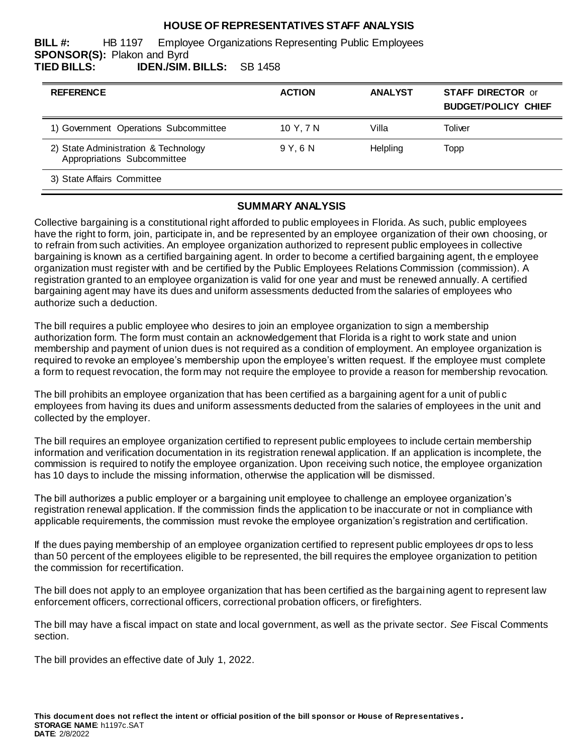# HOUSE OF REPRESENTATIVES STAFF ANALYSIS

**BILL #:** HB 1197 Employee Organizations Representing Public Employees
**SPONSOR(S):** Plakon and Byrd
**TIED BILLS:** **IDEN./SIM. BILLS:** SB 1458

| REFERENCE | ACTION | ANALYST | STAFF DIRECTOR or BUDGET/POLICY CHIEF |
|---|---|---|---|
| 1) Government Operations Subcommittee | 10 Y, 7 N | Villa | Toliver |
| 2) State Administration & Technology Appropriations Subcommittee | 9 Y, 6 N | Helpling | Topp |
| 3) State Affairs Committee | | | |

## SUMMARY ANALYSIS

Collective bargaining is a constitutional right afforded to public employees in Florida. As such, public employees have the right to form, join, participate in, and be represented by an employee organization of their own choosing, or to refrain from such activities. An employee organization authorized to represent public employees in collective bargaining is known as a certified bargaining agent. In order to become a certified bargaining agent, the employee organization must register with and be certified by the Public Employees Relations Commission (commission). A registration granted to an employee organization is valid for one year and must be renewed annually. A certified bargaining agent may have its dues and uniform assessments deducted from the salaries of employees who authorize such a deduction.

The bill requires a public employee who desires to join an employee organization to sign a membership authorization form. The form must contain an acknowledgement that Florida is a right to work state and union membership and payment of union dues is not required as a condition of employment. An employee organization is required to revoke an employee's membership upon the employee's written request. If the employee must complete a form to request revocation, the form may not require the employee to provide a reason for membership revocation.

The bill prohibits an employee organization that has been certified as a bargaining agent for a unit of public employees from having its dues and uniform assessments deducted from the salaries of employees in the unit and collected by the employer.

The bill requires an employee organization certified to represent public employees to include certain membership information and verification documentation in its registration renewal application. If an application is incomplete, the commission is required to notify the employee organization. Upon receiving such notice, the employee organization has 10 days to include the missing information, otherwise the application will be dismissed.

The bill authorizes a public employer or a bargaining unit employee to challenge an employee organization's registration renewal application. If the commission finds the application to be inaccurate or not in compliance with applicable requirements, the commission must revoke the employee organization's registration and certification.

If the dues paying membership of an employee organization certified to represent public employees drops to less than 50 percent of the employees eligible to be represented, the bill requires the employee organization to petition the commission for recertification.

The bill does not apply to an employee organization that has been certified as the bargaining agent to represent law enforcement officers, correctional officers, correctional probation officers, or firefighters.

The bill may have a fiscal impact on state and local government, as well as the private sector. *See* Fiscal Comments section.

The bill provides an effective date of July 1, 2022.

**This document does not reflect the intent or official position of the bill sponsor or House of Representatives.**
**STORAGE NAME**: h1197c.SAT
**DATE**: 2/8/2022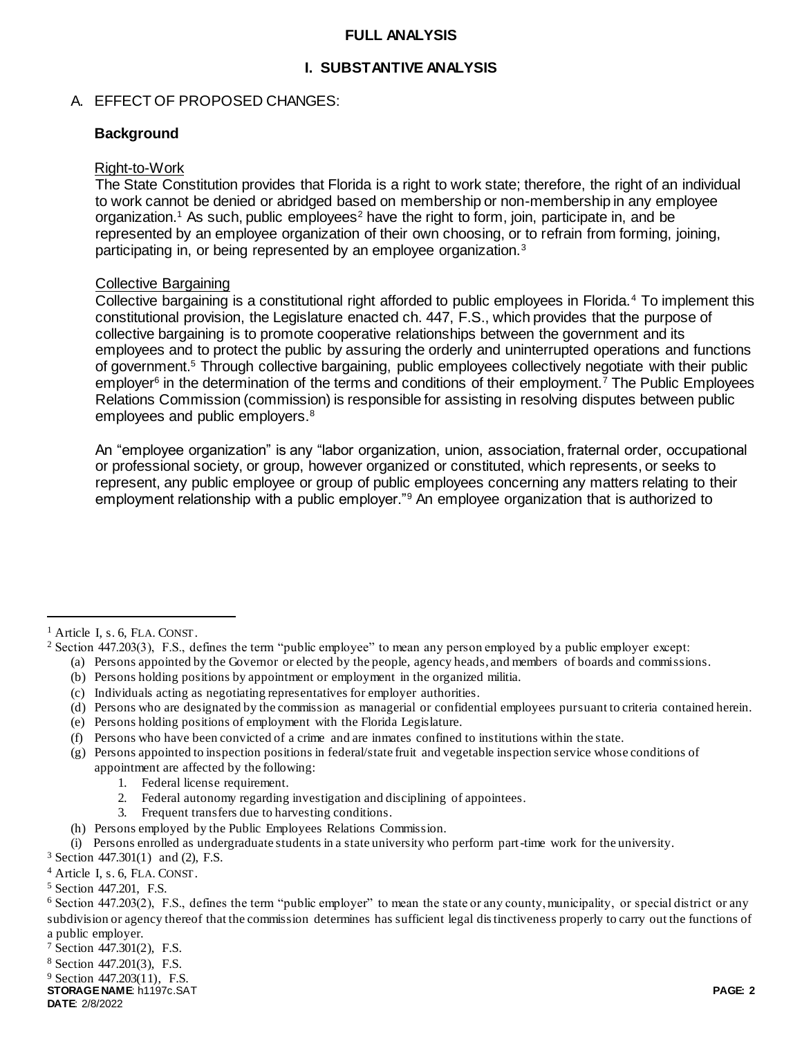# FULL ANALYSIS

## I. SUBSTANTIVE ANALYSIS

A. EFFECT OF PROPOSED CHANGES:

### Background

Right-to-Work

The State Constitution provides that Florida is a right to work state; therefore, the right of an individual to work cannot be denied or abridged based on membership or non-membership in any employee organization.[1] As such, public employees[2] have the right to form, join, participate in, and be represented by an employee organization of their own choosing, or to refrain from forming, joining, participating in, or being represented by an employee organization.[3]

Collective Bargaining

Collective bargaining is a constitutional right afforded to public employees in Florida.[4] To implement this constitutional provision, the Legislature enacted ch. 447, F.S., which provides that the purpose of collective bargaining is to promote cooperative relationships between the government and its employees and to protect the public by assuring the orderly and uninterrupted operations and functions of government.[5] Through collective bargaining, public employees collectively negotiate with their public employer[6] in the determination of the terms and conditions of their employment.[7] The Public Employees Relations Commission (commission) is responsible for assisting in resolving disputes between public employees and public employers.[8]

An "employee organization" is any "labor organization, union, association, fraternal order, occupational or professional society, or group, however organized or constituted, which represents, or seeks to represent, any public employee or group of public employees concerning any matters relating to their employment relationship with a public employer."[9] An employee organization that is authorized to

---

[1] Article I, s. 6, FLA. CONST.

[2] Section 447.203(3), F.S., defines the term "public employee" to mean any person employed by a public employer except:
- (a) Persons appointed by the Governor or elected by the people, agency heads, and members of boards and commissions.
- (b) Persons holding positions by appointment or employment in the organized militia.
- (c) Individuals acting as negotiating representatives for employer authorities.
- (d) Persons who are designated by the commission as managerial or confidential employees pursuant to criteria contained herein.
- (e) Persons holding positions of employment with the Florida Legislature.
- (f) Persons who have been convicted of a crime and are inmates confined to institutions within the state.
- (g) Persons appointed to inspection positions in federal/state fruit and vegetable inspection service whose conditions of appointment are affected by the following:
  1. Federal license requirement.
  2. Federal autonomy regarding investigation and disciplining of appointees.
  3. Frequent transfers due to harvesting conditions.
- (h) Persons employed by the Public Employees Relations Commission.
- (i) Persons enrolled as undergraduate students in a state university who perform part-time work for the university.

[3] Section 447.301(1) and (2), F.S.

[4] Article I, s. 6, FLA. CONST.

[5] Section 447.201, F.S.

[6] Section 447.203(2), F.S., defines the term "public employer" to mean the state or any county, municipality, or special district or any subdivision or agency thereof that the commission determines has sufficient legal distinctiveness properly to carry out the functions of a public employer.

[7] Section 447.301(2), F.S.

[8] Section 447.201(3), F.S.

[9] Section 447.203(11), F.S.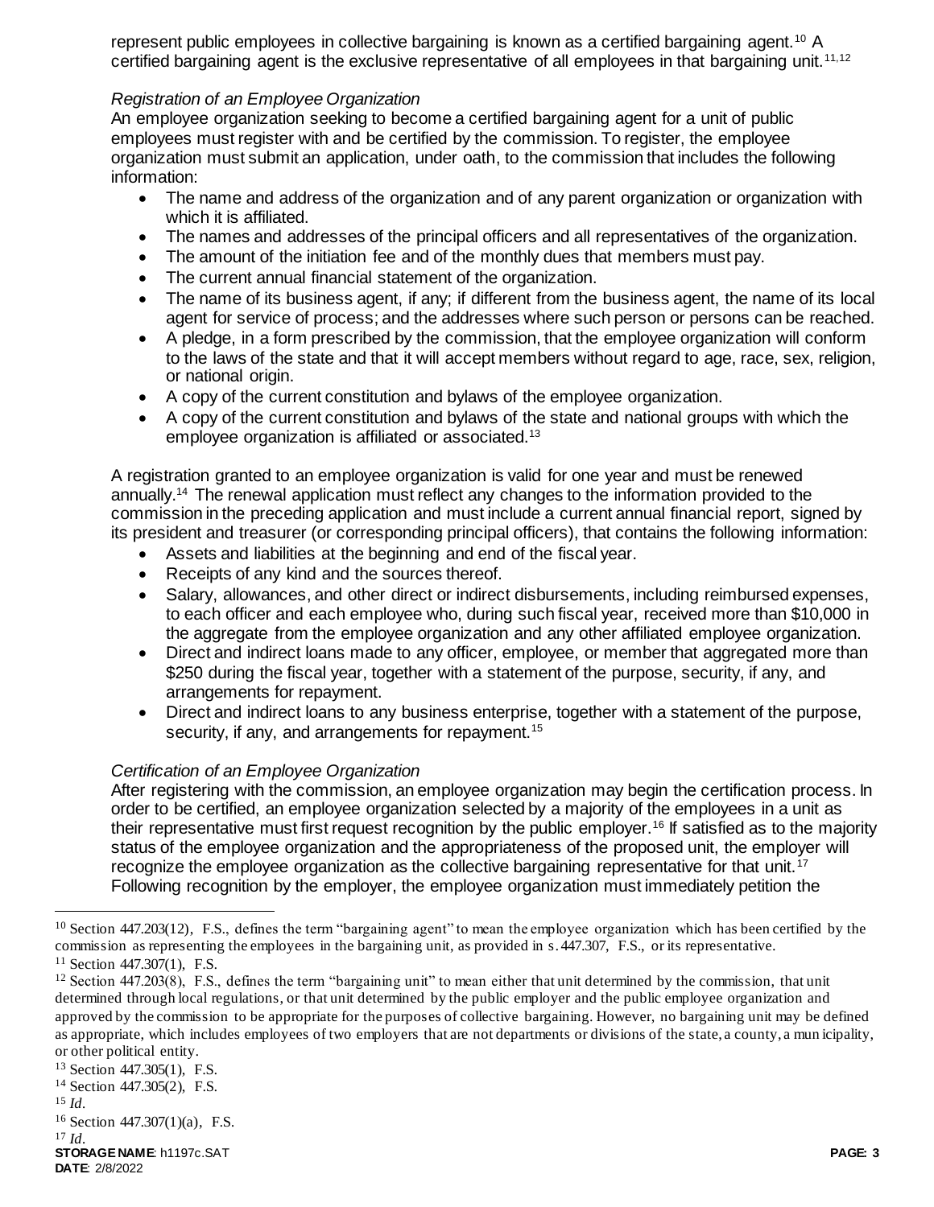represent public employees in collective bargaining is known as a certified bargaining agent.[10] A certified bargaining agent is the exclusive representative of all employees in that bargaining unit.[11,12]

*Registration of an Employee Organization*

An employee organization seeking to become a certified bargaining agent for a unit of public employees must register with and be certified by the commission. To register, the employee organization must submit an application, under oath, to the commission that includes the following information:

- The name and address of the organization and of any parent organization or organization with which it is affiliated.
- The names and addresses of the principal officers and all representatives of the organization.
- The amount of the initiation fee and of the monthly dues that members must pay.
- The current annual financial statement of the organization.
- The name of its business agent, if any; if different from the business agent, the name of its local agent for service of process; and the addresses where such person or persons can be reached.
- A pledge, in a form prescribed by the commission, that the employee organization will conform to the laws of the state and that it will accept members without regard to age, race, sex, religion, or national origin.
- A copy of the current constitution and bylaws of the employee organization.
- A copy of the current constitution and bylaws of the state and national groups with which the employee organization is affiliated or associated.[13]

A registration granted to an employee organization is valid for one year and must be renewed annually.[14] The renewal application must reflect any changes to the information provided to the commission in the preceding application and must include a current annual financial report, signed by its president and treasurer (or corresponding principal officers), that contains the following information:

- Assets and liabilities at the beginning and end of the fiscal year.
- Receipts of any kind and the sources thereof.
- Salary, allowances, and other direct or indirect disbursements, including reimbursed expenses, to each officer and each employee who, during such fiscal year, received more than $10,000 in the aggregate from the employee organization and any other affiliated employee organization.
- Direct and indirect loans made to any officer, employee, or member that aggregated more than $250 during the fiscal year, together with a statement of the purpose, security, if any, and arrangements for repayment.
- Direct and indirect loans to any business enterprise, together with a statement of the purpose, security, if any, and arrangements for repayment.[15]

*Certification of an Employee Organization*

After registering with the commission, an employee organization may begin the certification process. In order to be certified, an employee organization selected by a majority of the employees in a unit as their representative must first request recognition by the public employer.[16] If satisfied as to the majority status of the employee organization and the appropriateness of the proposed unit, the employer will recognize the employee organization as the collective bargaining representative for that unit.[17] Following recognition by the employer, the employee organization must immediately petition the

---

[10] Section 447.203(12), F.S., defines the term "bargaining agent" to mean the employee organization which has been certified by the commission as representing the employees in the bargaining unit, as provided in s. 447.307, F.S., or its representative.

[11] Section 447.307(1), F.S.

[12] Section 447.203(8), F.S., defines the term "bargaining unit" to mean either that unit determined by the commission, that unit determined through local regulations, or that unit determined by the public employer and the public employee organization and approved by the commission to be appropriate for the purposes of collective bargaining. However, no bargaining unit may be defined as appropriate, which includes employees of two employers that are not departments or divisions of the state, a county, a municipality, or other political entity.

[13] Section 447.305(1), F.S.

[14] Section 447.305(2), F.S.

[15] *Id.*

[16] Section 447.307(1)(a), F.S.

[17] *Id.*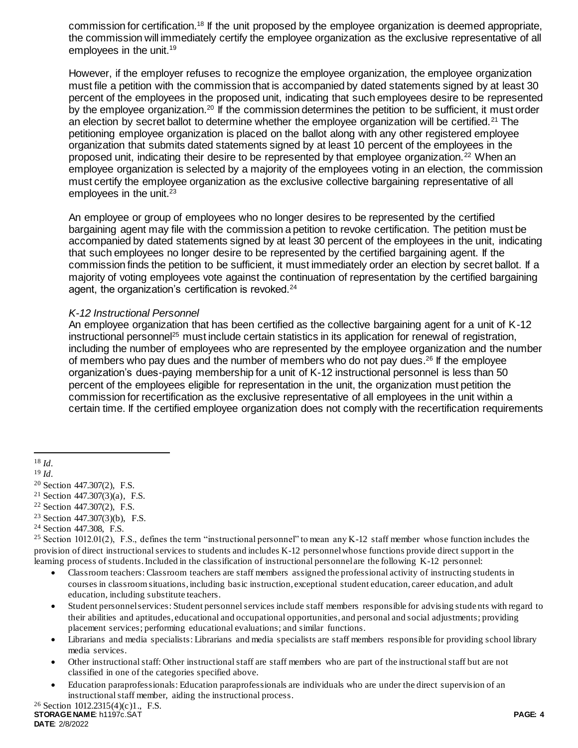commission for certification.[18] If the unit proposed by the employee organization is deemed appropriate, the commission will immediately certify the employee organization as the exclusive representative of all employees in the unit.[19]

However, if the employer refuses to recognize the employee organization, the employee organization must file a petition with the commission that is accompanied by dated statements signed by at least 30 percent of the employees in the proposed unit, indicating that such employees desire to be represented by the employee organization.[20] If the commission determines the petition to be sufficient, it must order an election by secret ballot to determine whether the employee organization will be certified.[21] The petitioning employee organization is placed on the ballot along with any other registered employee organization that submits dated statements signed by at least 10 percent of the employees in the proposed unit, indicating their desire to be represented by that employee organization.[22] When an employee organization is selected by a majority of the employees voting in an election, the commission must certify the employee organization as the exclusive collective bargaining representative of all employees in the unit.[23]

An employee or group of employees who no longer desires to be represented by the certified bargaining agent may file with the commission a petition to revoke certification. The petition must be accompanied by dated statements signed by at least 30 percent of the employees in the unit, indicating that such employees no longer desire to be represented by the certified bargaining agent. If the commission finds the petition to be sufficient, it must immediately order an election by secret ballot. If a majority of voting employees vote against the continuation of representation by the certified bargaining agent, the organization's certification is revoked.[24]

*K-12 Instructional Personnel*

An employee organization that has been certified as the collective bargaining agent for a unit of K-12 instructional personnel[25] must include certain statistics in its application for renewal of registration, including the number of employees who are represented by the employee organization and the number of members who pay dues and the number of members who do not pay dues.[26] If the employee organization's dues-paying membership for a unit of K-12 instructional personnel is less than 50 percent of the employees eligible for representation in the unit, the organization must petition the commission for recertification as the exclusive representative of all employees in the unit within a certain time. If the certified employee organization does not comply with the recertification requirements

---

[18] *Id.*

[19] *Id.*

[20] Section 447.307(2), F.S.

[21] Section 447.307(3)(a), F.S.

[22] Section 447.307(2), F.S.

[23] Section 447.307(3)(b), F.S.

[24] Section 447.308, F.S.

[25] Section 1012.01(2), F.S., defines the term "instructional personnel" to mean any K-12 staff member whose function includes the provision of direct instructional services to students and includes K-12 personnel whose functions provide direct support in the learning process of students. Included in the classification of instructional personnel are the following K-12 personnel:

- Classroom teachers: Classroom teachers are staff members assigned the professional activity of instructing students in courses in classroom situations, including basic instruction, exceptional student education, career education, and adult education, including substitute teachers.
- Student personnel services: Student personnel services include staff members responsible for advising students with regard to their abilities and aptitudes, educational and occupational opportunities, and personal and social adjustments; providing placement services; performing educational evaluations; and similar functions.
- Librarians and media specialists: Librarians and media specialists are staff members responsible for providing school library media services.
- Other instructional staff: Other instructional staff are staff members who are part of the instructional staff but are not classified in one of the categories specified above.
- Education paraprofessionals: Education paraprofessionals are individuals who are under the direct supervision of an instructional staff member, aiding the instructional process.

[26] Section 1012.2315(4)(c)1., F.S.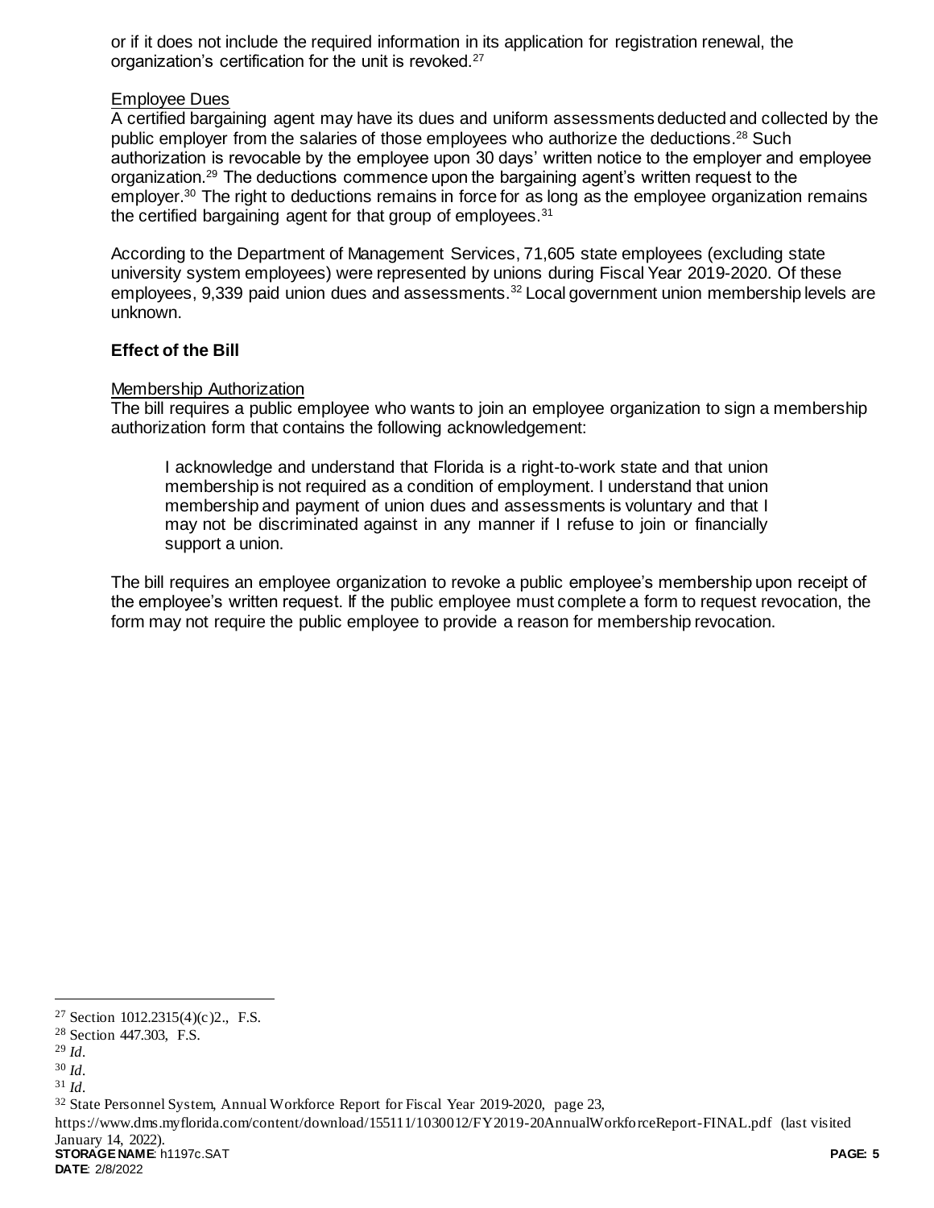or if it does not include the required information in its application for registration renewal, the organization's certification for the unit is revoked.[27]

Employee Dues

A certified bargaining agent may have its dues and uniform assessments deducted and collected by the public employer from the salaries of those employees who authorize the deductions.[28] Such authorization is revocable by the employee upon 30 days' written notice to the employer and employee organization.[29] The deductions commence upon the bargaining agent's written request to the employer.[30] The right to deductions remains in force for as long as the employee organization remains the certified bargaining agent for that group of employees.[31]

According to the Department of Management Services, 71,605 state employees (excluding state university system employees) were represented by unions during Fiscal Year 2019-2020. Of these employees, 9,339 paid union dues and assessments.[32] Local government union membership levels are unknown.

**Effect of the Bill**

Membership Authorization

The bill requires a public employee who wants to join an employee organization to sign a membership authorization form that contains the following acknowledgement:

> I acknowledge and understand that Florida is a right-to-work state and that union membership is not required as a condition of employment. I understand that union membership and payment of union dues and assessments is voluntary and that I may not be discriminated against in any manner if I refuse to join or financially support a union.

The bill requires an employee organization to revoke a public employee's membership upon receipt of the employee's written request. If the public employee must complete a form to request revocation, the form may not require the public employee to provide a reason for membership revocation.

---

[27] Section 1012.2315(4)(c)2., F.S.

[28] Section 447.303, F.S.

[29] *Id*.

[30] *Id*.

[31] *Id*.

[32] State Personnel System, Annual Workforce Report for Fiscal Year 2019-2020, page 23, https://www.dms.myflorida.com/content/download/155111/1030012/FY2019-20AnnualWorkforceReport-FINAL.pdf (last visited January 14, 2022).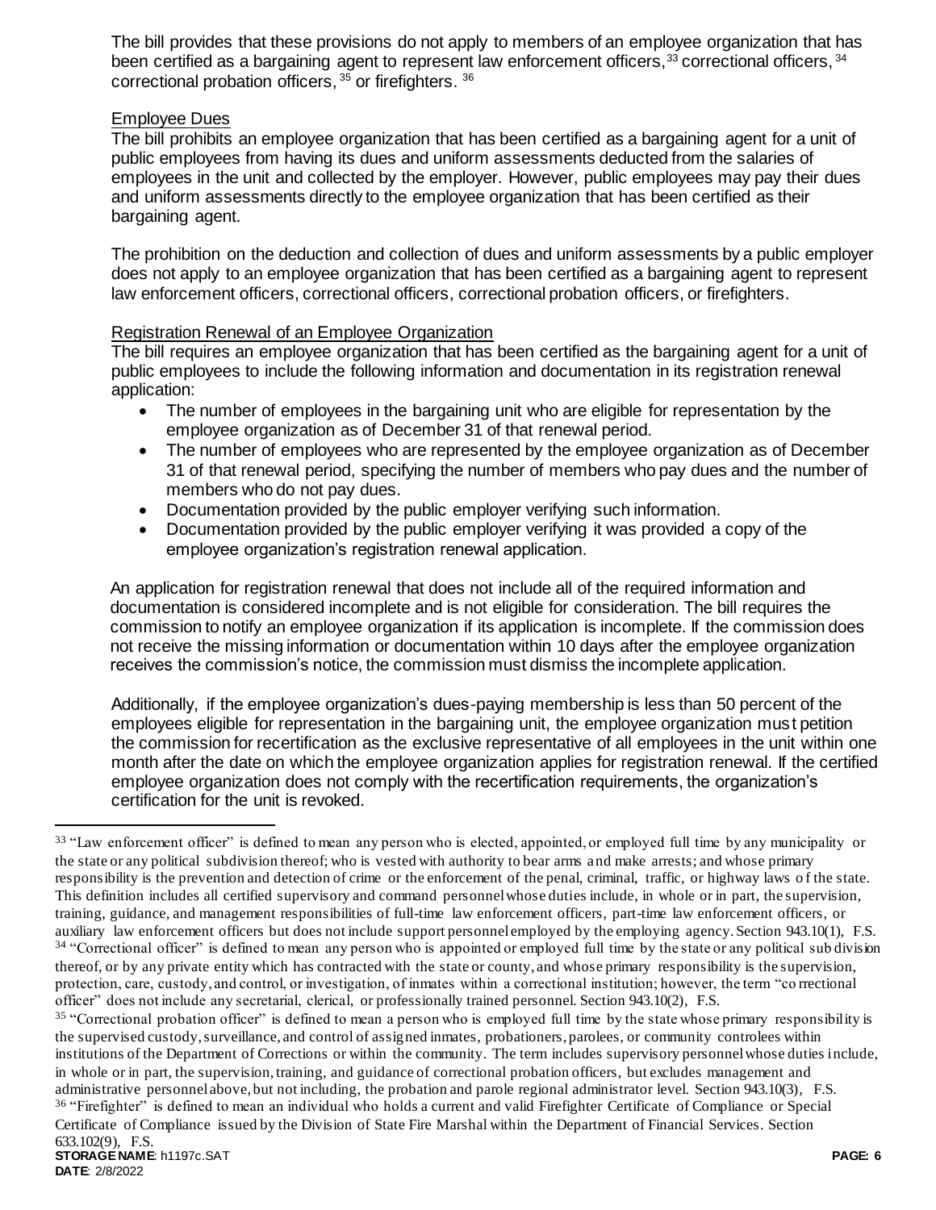The bill provides that these provisions do not apply to members of an employee organization that has been certified as a bargaining agent to represent law enforcement officers,[33] correctional officers,[34] correctional probation officers,[35] or firefighters.[36]

Employee Dues

The bill prohibits an employee organization that has been certified as a bargaining agent for a unit of public employees from having its dues and uniform assessments deducted from the salaries of employees in the unit and collected by the employer. However, public employees may pay their dues and uniform assessments directly to the employee organization that has been certified as their bargaining agent.

The prohibition on the deduction and collection of dues and uniform assessments by a public employer does not apply to an employee organization that has been certified as a bargaining agent to represent law enforcement officers, correctional officers, correctional probation officers, or firefighters.

Registration Renewal of an Employee Organization

The bill requires an employee organization that has been certified as the bargaining agent for a unit of public employees to include the following information and documentation in its registration renewal application:

- The number of employees in the bargaining unit who are eligible for representation by the employee organization as of December 31 of that renewal period.
- The number of employees who are represented by the employee organization as of December 31 of that renewal period, specifying the number of members who pay dues and the number of members who do not pay dues.
- Documentation provided by the public employer verifying such information.
- Documentation provided by the public employer verifying it was provided a copy of the employee organization's registration renewal application.

An application for registration renewal that does not include all of the required information and documentation is considered incomplete and is not eligible for consideration. The bill requires the commission to notify an employee organization if its application is incomplete. If the commission does not receive the missing information or documentation within 10 days after the employee organization receives the commission's notice, the commission must dismiss the incomplete application.

Additionally, if the employee organization's dues-paying membership is less than 50 percent of the employees eligible for representation in the bargaining unit, the employee organization must petition the commission for recertification as the exclusive representative of all employees in the unit within one month after the date on which the employee organization applies for registration renewal. If the certified employee organization does not comply with the recertification requirements, the organization's certification for the unit is revoked.

---

[33] "Law enforcement officer" is defined to mean any person who is elected, appointed, or employed full time by any municipality or the state or any political subdivision thereof; who is vested with authority to bear arms and make arrests; and whose primary responsibility is the prevention and detection of crime or the enforcement of the penal, criminal, traffic, or highway laws of the state. This definition includes all certified supervisory and command personnel whose duties include, in whole or in part, the supervision, training, guidance, and management responsibilities of full-time law enforcement officers, part-time law enforcement officers, or auxiliary law enforcement officers but does not include support personnel employed by the employing agency. Section 943.10(1), F.S.

[34] "Correctional officer" is defined to mean any person who is appointed or employed full time by the state or any political subdivision thereof, or by any private entity which has contracted with the state or county, and whose primary responsibility is the supervision, protection, care, custody, and control, or investigation, of inmates within a correctional institution; however, the term "correctional officer" does not include any secretarial, clerical, or professionally trained personnel. Section 943.10(2), F.S.

[35] "Correctional probation officer" is defined to mean a person who is employed full time by the state whose primary responsibility is the supervised custody, surveillance, and control of assigned inmates, probationers, parolees, or community controlees within institutions of the Department of Corrections or within the community. The term includes supervisory personnel whose duties include, in whole or in part, the supervision, training, and guidance of correctional probation officers, but excludes management and administrative personnel above, but not including, the probation and parole regional administrator level. Section 943.10(3), F.S.

[36] "Firefighter" is defined to mean an individual who holds a current and valid Firefighter Certificate of Compliance or Special Certificate of Compliance issued by the Division of State Fire Marshal within the Department of Financial Services. Section 633.102(9), F.S.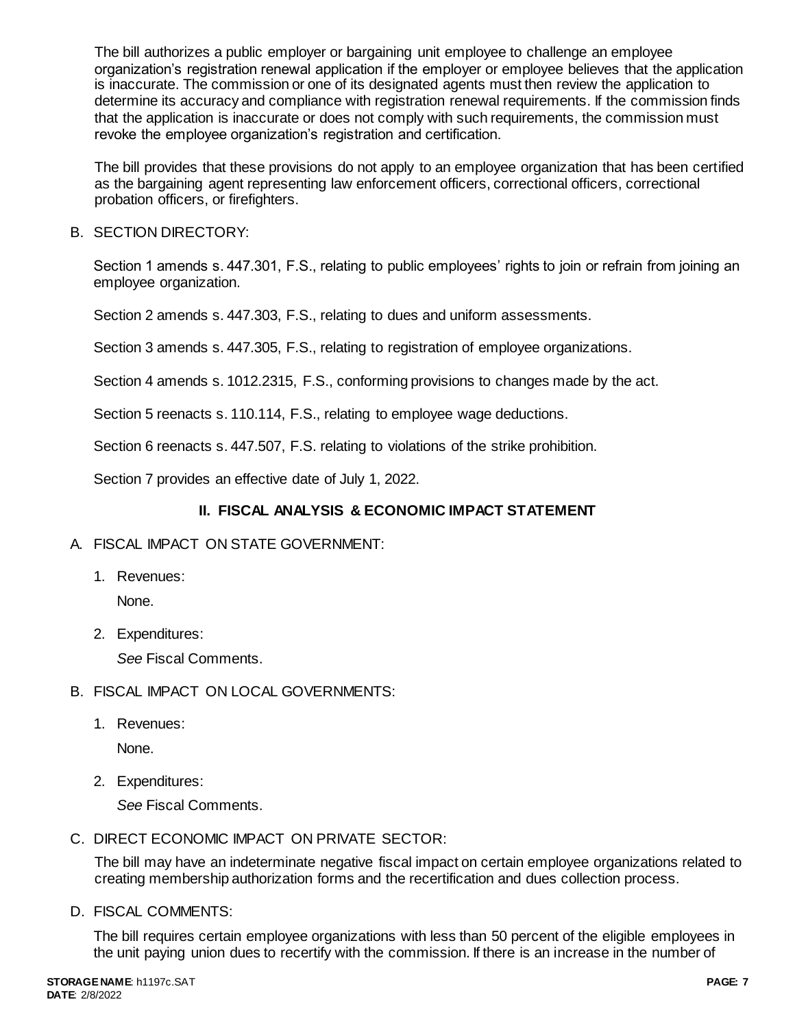The bill authorizes a public employer or bargaining unit employee to challenge an employee organization's registration renewal application if the employer or employee believes that the application is inaccurate. The commission or one of its designated agents must then review the application to determine its accuracy and compliance with registration renewal requirements. If the commission finds that the application is inaccurate or does not comply with such requirements, the commission must revoke the employee organization's registration and certification.

The bill provides that these provisions do not apply to an employee organization that has been certified as the bargaining agent representing law enforcement officers, correctional officers, correctional probation officers, or firefighters.

B. SECTION DIRECTORY:

Section 1 amends s. 447.301, F.S., relating to public employees' rights to join or refrain from joining an employee organization.

Section 2 amends s. 447.303, F.S., relating to dues and uniform assessments.

Section 3 amends s. 447.305, F.S., relating to registration of employee organizations.

Section 4 amends s. 1012.2315, F.S., conforming provisions to changes made by the act.

Section 5 reenacts s. 110.114, F.S., relating to employee wage deductions.

Section 6 reenacts s. 447.507, F.S. relating to violations of the strike prohibition.

Section 7 provides an effective date of July 1, 2022.

## II. FISCAL ANALYSIS & ECONOMIC IMPACT STATEMENT

A. FISCAL IMPACT ON STATE GOVERNMENT:

1. Revenues:

   None.

2. Expenditures:

   *See* Fiscal Comments.

B. FISCAL IMPACT ON LOCAL GOVERNMENTS:

1. Revenues:

   None.

2. Expenditures:

   *See* Fiscal Comments.

C. DIRECT ECONOMIC IMPACT ON PRIVATE SECTOR:

The bill may have an indeterminate negative fiscal impact on certain employee organizations related to creating membership authorization forms and the recertification and dues collection process.

D. FISCAL COMMENTS:

The bill requires certain employee organizations with less than 50 percent of the eligible employees in the unit paying union dues to recertify with the commission. If there is an increase in the number of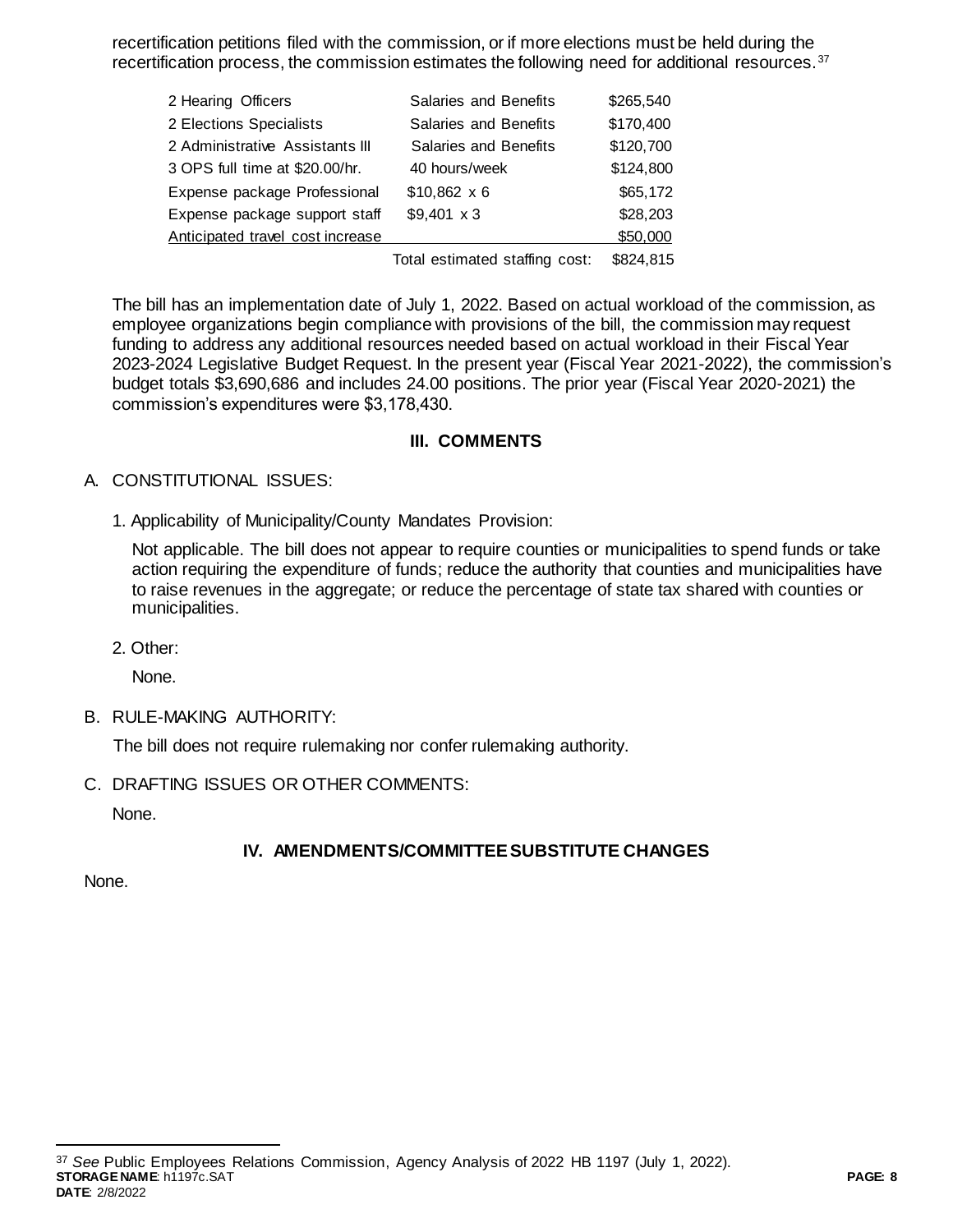recertification petitions filed with the commission, or if more elections must be held during the recertification process, the commission estimates the following need for additional resources.[37]

| | | |
|---|---|---|
| 2 Hearing Officers | Salaries and Benefits | $265,540 |
| 2 Elections Specialists | Salaries and Benefits | $170,400 |
| 2 Administrative Assistants III | Salaries and Benefits | $120,700 |
| 3 OPS full time at $20.00/hr. | 40 hours/week | $124,800 |
| Expense package Professional | $10,862 x 6 | $65,172 |
| Expense package support staff | $9,401 x 3 | $28,203 |
| Anticipated travel cost increase | | $50,000 |
| | Total estimated staffing cost: | $824,815 |

The bill has an implementation date of July 1, 2022. Based on actual workload of the commission, as employee organizations begin compliance with provisions of the bill, the commission may request funding to address any additional resources needed based on actual workload in their Fiscal Year 2023-2024 Legislative Budget Request. In the present year (Fiscal Year 2021-2022), the commission's budget totals $3,690,686 and includes 24.00 positions. The prior year (Fiscal Year 2020-2021) the commission's expenditures were $3,178,430.

## III. COMMENTS

A. CONSTITUTIONAL ISSUES:

1. Applicability of Municipality/County Mandates Provision:

   Not applicable. The bill does not appear to require counties or municipalities to spend funds or take action requiring the expenditure of funds; reduce the authority that counties and municipalities have to raise revenues in the aggregate; or reduce the percentage of state tax shared with counties or municipalities.

2. Other:

   None.

B. RULE-MAKING AUTHORITY:

   The bill does not require rulemaking nor confer rulemaking authority.

C. DRAFTING ISSUES OR OTHER COMMENTS:

   None.

## IV. AMENDMENTS/COMMITTEE SUBSTITUTE CHANGES

None.

[37] *See* Public Employees Relations Commission, Agency Analysis of 2022 HB 1197 (July 1, 2022).